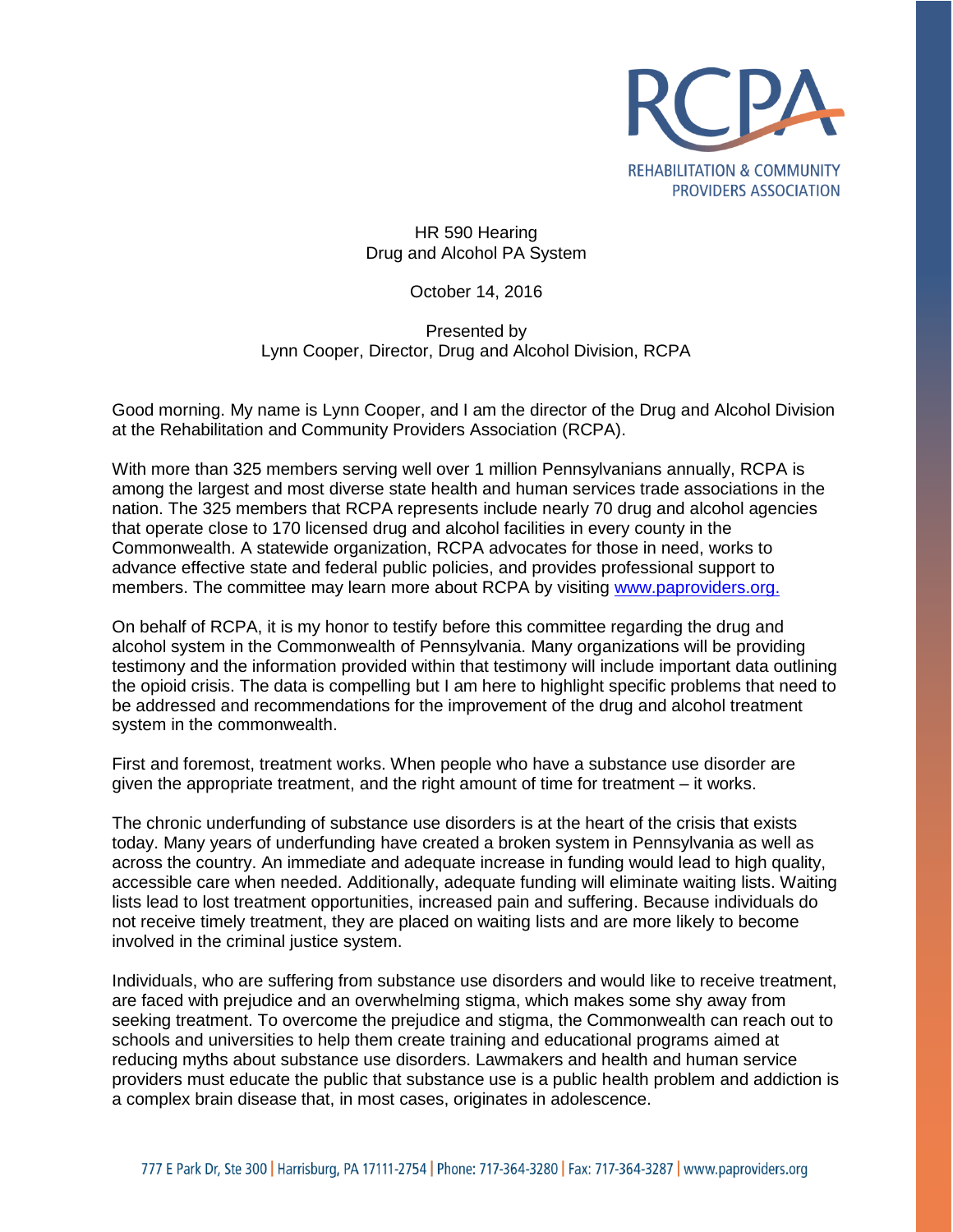RCPA

REHABILITATION & COMMUNITY PROVIDERS ASSOCIATION

HR 590 Hearing
Drug and Alcohol PA System

October 14, 2016

Presented by
Lynn Cooper, Director, Drug and Alcohol Division, RCPA

Good morning. My name is Lynn Cooper, and I am the director of the Drug and Alcohol Division at the Rehabilitation and Community Providers Association (RCPA).

With more than 325 members serving well over 1 million Pennsylvanians annually, RCPA is among the largest and most diverse state health and human services trade associations in the nation. The 325 members that RCPA represents include nearly 70 drug and alcohol agencies that operate close to 170 licensed drug and alcohol facilities in every county in the Commonwealth. A statewide organization, RCPA advocates for those in need, works to advance effective state and federal public policies, and provides professional support to members. The committee may learn more about RCPA by visiting [www.paproviders.org.](http://www.paproviders.org)

On behalf of RCPA, it is my honor to testify before this committee regarding the drug and alcohol system in the Commonwealth of Pennsylvania. Many organizations will be providing testimony and the information provided within that testimony will include important data outlining the opioid crisis. The data is compelling but I am here to highlight specific problems that need to be addressed and recommendations for the improvement of the drug and alcohol treatment system in the commonwealth.

First and foremost, treatment works. When people who have a substance use disorder are given the appropriate treatment, and the right amount of time for treatment – it works.

The chronic underfunding of substance use disorders is at the heart of the crisis that exists today. Many years of underfunding have created a broken system in Pennsylvania as well as across the country. An immediate and adequate increase in funding would lead to high quality, accessible care when needed. Additionally, adequate funding will eliminate waiting lists. Waiting lists lead to lost treatment opportunities, increased pain and suffering. Because individuals do not receive timely treatment, they are placed on waiting lists and are more likely to become involved in the criminal justice system.

Individuals, who are suffering from substance use disorders and would like to receive treatment, are faced with prejudice and an overwhelming stigma, which makes some shy away from seeking treatment. To overcome the prejudice and stigma, the Commonwealth can reach out to schools and universities to help them create training and educational programs aimed at reducing myths about substance use disorders. Lawmakers and health and human service providers must educate the public that substance use is a public health problem and addiction is a complex brain disease that, in most cases, originates in adolescence.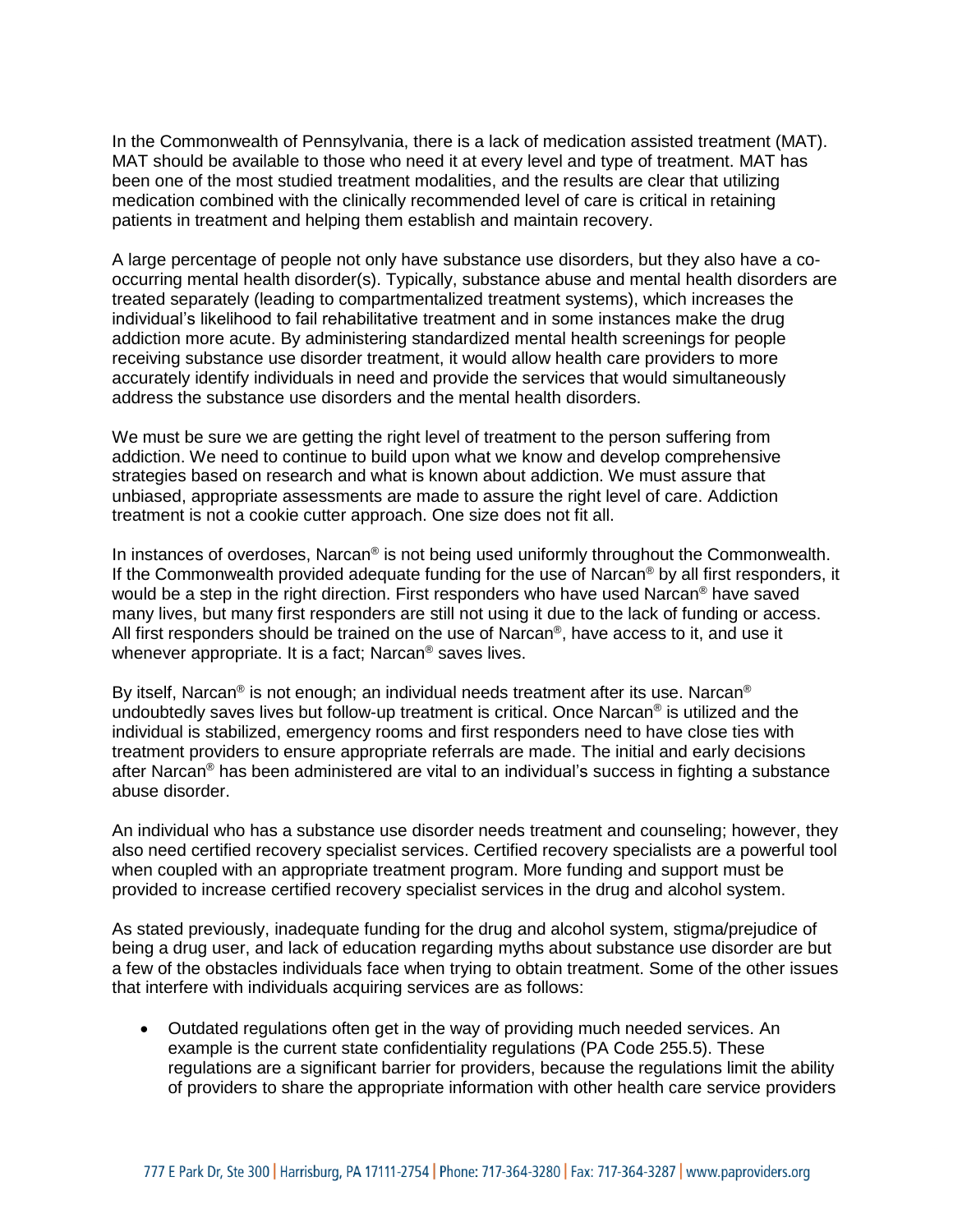In the Commonwealth of Pennsylvania, there is a lack of medication assisted treatment (MAT). MAT should be available to those who need it at every level and type of treatment. MAT has been one of the most studied treatment modalities, and the results are clear that utilizing medication combined with the clinically recommended level of care is critical in retaining patients in treatment and helping them establish and maintain recovery.

A large percentage of people not only have substance use disorders, but they also have a co-occurring mental health disorder(s). Typically, substance abuse and mental health disorders are treated separately (leading to compartmentalized treatment systems), which increases the individual's likelihood to fail rehabilitative treatment and in some instances make the drug addiction more acute. By administering standardized mental health screenings for people receiving substance use disorder treatment, it would allow health care providers to more accurately identify individuals in need and provide the services that would simultaneously address the substance use disorders and the mental health disorders.

We must be sure we are getting the right level of treatment to the person suffering from addiction. We need to continue to build upon what we know and develop comprehensive strategies based on research and what is known about addiction. We must assure that unbiased, appropriate assessments are made to assure the right level of care. Addiction treatment is not a cookie cutter approach. One size does not fit all.

In instances of overdoses, Narcan® is not being used uniformly throughout the Commonwealth. If the Commonwealth provided adequate funding for the use of Narcan® by all first responders, it would be a step in the right direction. First responders who have used Narcan® have saved many lives, but many first responders are still not using it due to the lack of funding or access. All first responders should be trained on the use of Narcan®, have access to it, and use it whenever appropriate. It is a fact; Narcan® saves lives.

By itself, Narcan® is not enough; an individual needs treatment after its use. Narcan® undoubtedly saves lives but follow-up treatment is critical. Once Narcan® is utilized and the individual is stabilized, emergency rooms and first responders need to have close ties with treatment providers to ensure appropriate referrals are made. The initial and early decisions after Narcan® has been administered are vital to an individual's success in fighting a substance abuse disorder.

An individual who has a substance use disorder needs treatment and counseling; however, they also need certified recovery specialist services. Certified recovery specialists are a powerful tool when coupled with an appropriate treatment program. More funding and support must be provided to increase certified recovery specialist services in the drug and alcohol system.

As stated previously, inadequate funding for the drug and alcohol system, stigma/prejudice of being a drug user, and lack of education regarding myths about substance use disorder are but a few of the obstacles individuals face when trying to obtain treatment. Some of the other issues that interfere with individuals acquiring services are as follows:

- Outdated regulations often get in the way of providing much needed services. An example is the current state confidentiality regulations (PA Code 255.5). These regulations are a significant barrier for providers, because the regulations limit the ability of providers to share the appropriate information with other health care service providers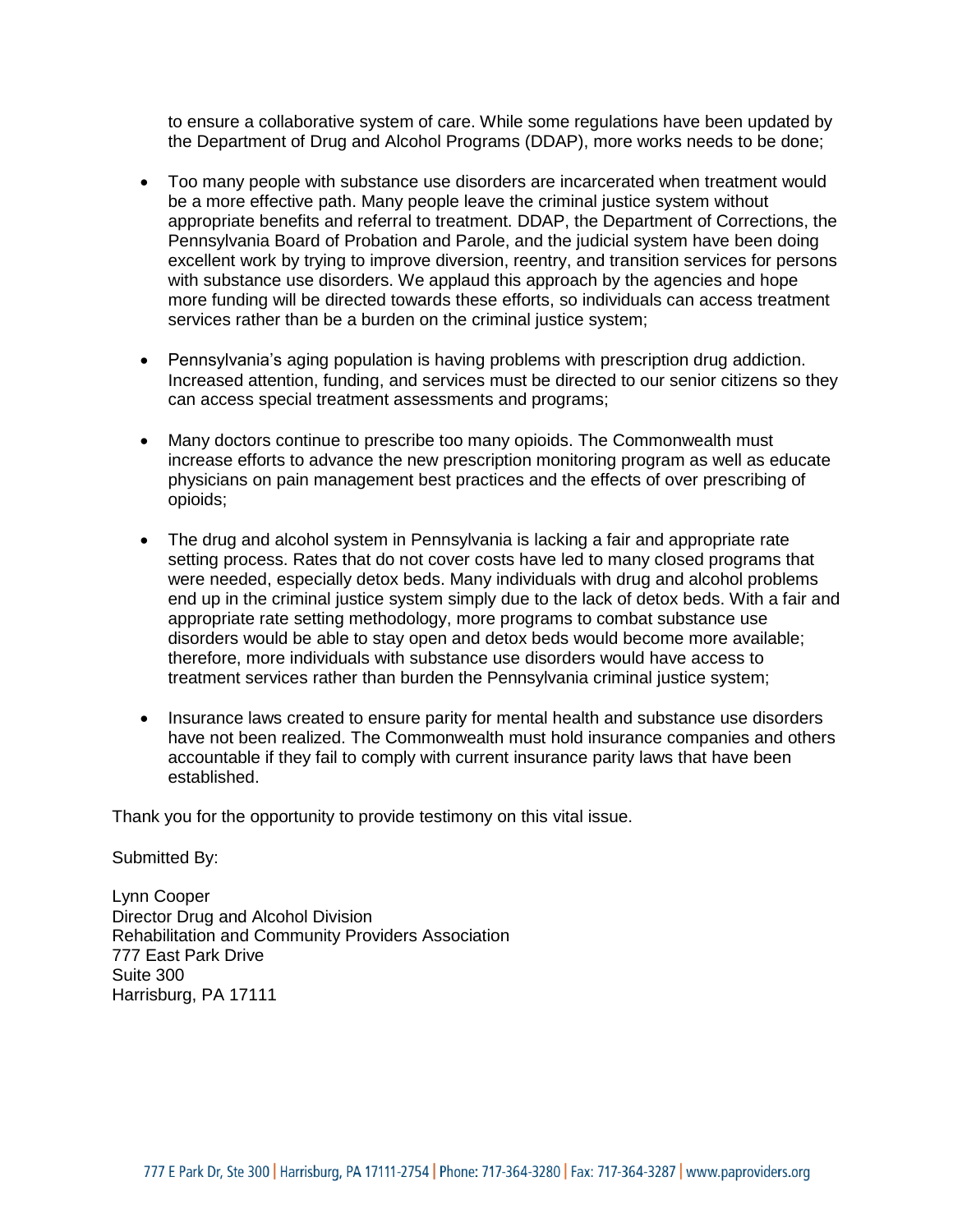to ensure a collaborative system of care. While some regulations have been updated by the Department of Drug and Alcohol Programs (DDAP), more works needs to be done;

- Too many people with substance use disorders are incarcerated when treatment would be a more effective path. Many people leave the criminal justice system without appropriate benefits and referral to treatment. DDAP, the Department of Corrections, the Pennsylvania Board of Probation and Parole, and the judicial system have been doing excellent work by trying to improve diversion, reentry, and transition services for persons with substance use disorders. We applaud this approach by the agencies and hope more funding will be directed towards these efforts, so individuals can access treatment services rather than be a burden on the criminal justice system;

- Pennsylvania's aging population is having problems with prescription drug addiction. Increased attention, funding, and services must be directed to our senior citizens so they can access special treatment assessments and programs;

- Many doctors continue to prescribe too many opioids. The Commonwealth must increase efforts to advance the new prescription monitoring program as well as educate physicians on pain management best practices and the effects of over prescribing of opioids;

- The drug and alcohol system in Pennsylvania is lacking a fair and appropriate rate setting process. Rates that do not cover costs have led to many closed programs that were needed, especially detox beds. Many individuals with drug and alcohol problems end up in the criminal justice system simply due to the lack of detox beds. With a fair and appropriate rate setting methodology, more programs to combat substance use disorders would be able to stay open and detox beds would become more available; therefore, more individuals with substance use disorders would have access to treatment services rather than burden the Pennsylvania criminal justice system;

- Insurance laws created to ensure parity for mental health and substance use disorders have not been realized. The Commonwealth must hold insurance companies and others accountable if they fail to comply with current insurance parity laws that have been established.

Thank you for the opportunity to provide testimony on this vital issue.

Submitted By:

Lynn Cooper
Director Drug and Alcohol Division
Rehabilitation and Community Providers Association
777 East Park Drive
Suite 300
Harrisburg, PA 17111